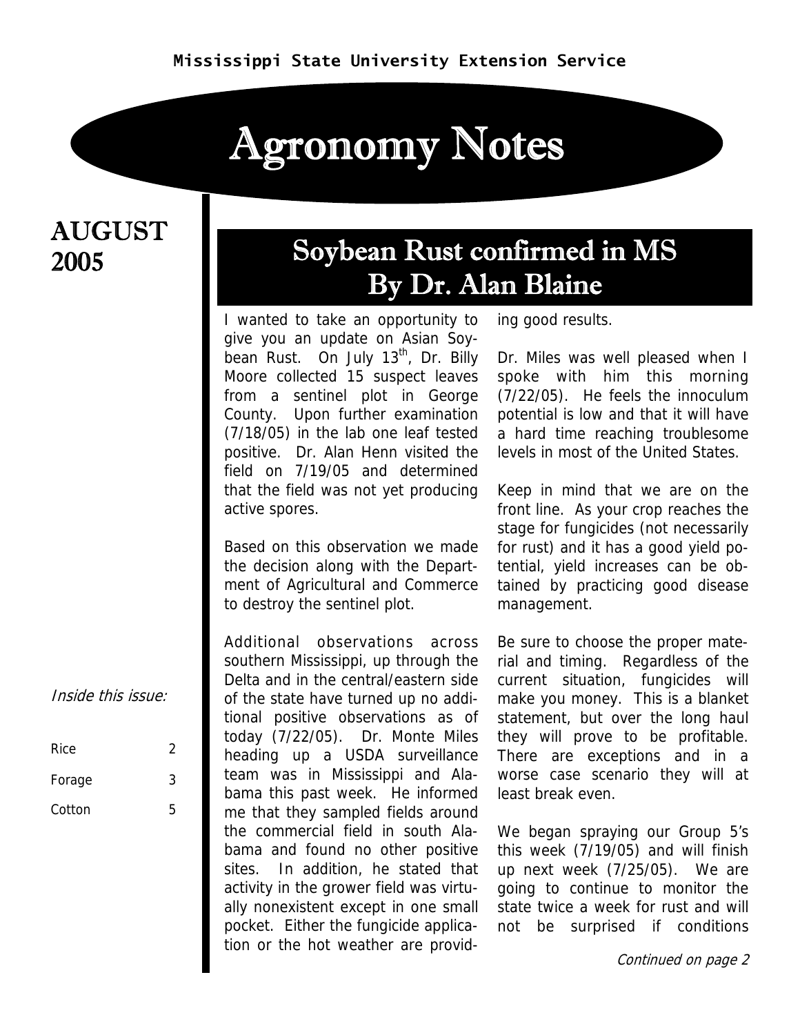Mississippi State University Extension Service

# Agronomy Notes

## AUGUST 2005

*Inside this issue:*

| | |
|---|---|
| Rice | 2 |
| Forage | 3 |
| Cotton | 5 |

## Soybean Rust confirmed in MS
## By Dr. Alan Blaine

I wanted to take an opportunity to give you an update on Asian Soybean Rust. On July 13th, Dr. Billy Moore collected 15 suspect leaves from a sentinel plot in George County. Upon further examination (7/18/05) in the lab one leaf tested positive. Dr. Alan Henn visited the field on 7/19/05 and determined that the field was not yet producing active spores.

Based on this observation we made the decision along with the Department of Agricultural and Commerce to destroy the sentinel plot.

Additional observations across southern Mississippi, up through the Delta and in the central/eastern side of the state have turned up no additional positive observations as of today (7/22/05). Dr. Monte Miles heading up a USDA surveillance team was in Mississippi and Alabama this past week. He informed me that they sampled fields around the commercial field in south Alabama and found no other positive sites. In addition, he stated that activity in the grower field was virtually nonexistent except in one small pocket. Either the fungicide application or the hot weather are providing good results.

Dr. Miles was well pleased when I spoke with him this morning (7/22/05). He feels the innoculum potential is low and that it will have a hard time reaching troublesome levels in most of the United States.

Keep in mind that we are on the front line. As your crop reaches the stage for fungicides (not necessarily for rust) and it has a good yield potential, yield increases can be obtained by practicing good disease management.

Be sure to choose the proper material and timing. Regardless of the current situation, fungicides will make you money. This is a blanket statement, but over the long haul they will prove to be profitable. There are exceptions and in a worse case scenario they will at least break even.

We began spraying our Group 5's this week (7/19/05) and will finish up next week (7/25/05). We are going to continue to monitor the state twice a week for rust and will not be surprised if conditions

*Continued on page 2*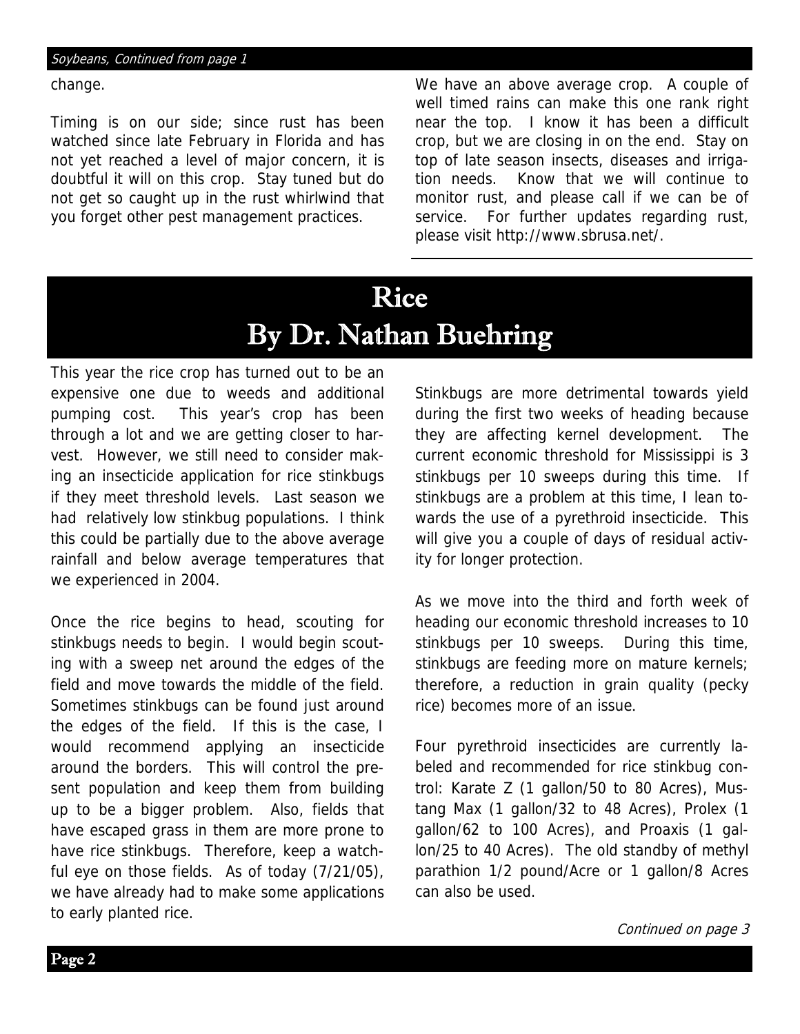*Soybeans, Continued from page 1*

change.

Timing is on our side; since rust has been watched since late February in Florida and has not yet reached a level of major concern, it is doubtful it will on this crop. Stay tuned but do not get so caught up in the rust whirlwind that you forget other pest management practices.

We have an above average crop. A couple of well timed rains can make this one rank right near the top. I know it has been a difficult crop, but we are closing in on the end. Stay on top of late season insects, diseases and irrigation needs. Know that we will continue to monitor rust, and please call if we can be of service. For further updates regarding rust, please visit http://www.sbrusa.net/.

# Rice
## By Dr. Nathan Buehring

This year the rice crop has turned out to be an expensive one due to weeds and additional pumping cost. This year's crop has been through a lot and we are getting closer to harvest. However, we still need to consider making an insecticide application for rice stinkbugs if they meet threshold levels. Last season we had relatively low stinkbug populations. I think this could be partially due to the above average rainfall and below average temperatures that we experienced in 2004.

Once the rice begins to head, scouting for stinkbugs needs to begin. I would begin scouting with a sweep net around the edges of the field and move towards the middle of the field. Sometimes stinkbugs can be found just around the edges of the field. If this is the case, I would recommend applying an insecticide around the borders. This will control the present population and keep them from building up to be a bigger problem. Also, fields that have escaped grass in them are more prone to have rice stinkbugs. Therefore, keep a watchful eye on those fields. As of today (7/21/05), we have already had to make some applications to early planted rice.

Stinkbugs are more detrimental towards yield during the first two weeks of heading because they are affecting kernel development. The current economic threshold for Mississippi is 3 stinkbugs per 10 sweeps during this time. If stinkbugs are a problem at this time, I lean towards the use of a pyrethroid insecticide. This will give you a couple of days of residual activity for longer protection.

As we move into the third and forth week of heading our economic threshold increases to 10 stinkbugs per 10 sweeps. During this time, stinkbugs are feeding more on mature kernels; therefore, a reduction in grain quality (pecky rice) becomes more of an issue.

Four pyrethroid insecticides are currently labeled and recommended for rice stinkbug control: Karate Z (1 gallon/50 to 80 Acres), Mustang Max (1 gallon/32 to 48 Acres), Prolex (1 gallon/62 to 100 Acres), and Proaxis (1 gallon/25 to 40 Acres). The old standby of methyl parathion 1/2 pound/Acre or 1 gallon/8 Acres can also be used.

*Continued on page 3*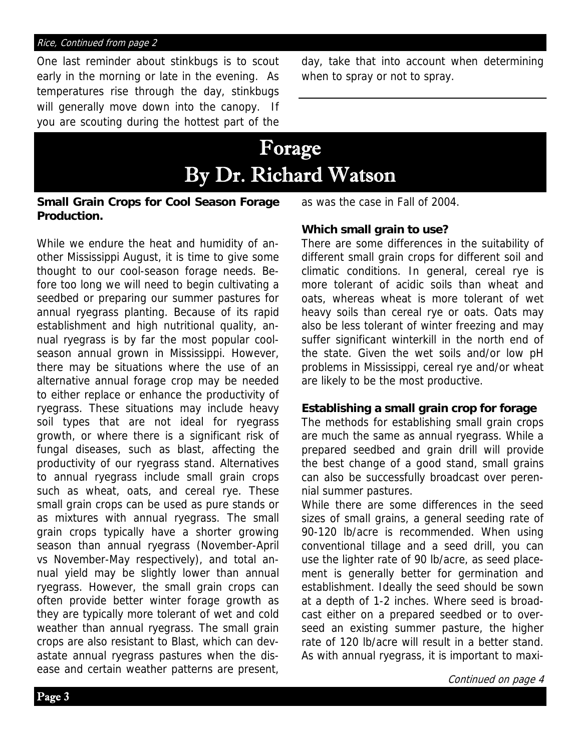*Rice, Continued from page 2*

One last reminder about stinkbugs is to scout early in the morning or late in the evening. As temperatures rise through the day, stinkbugs will generally move down into the canopy. If you are scouting during the hottest part of the day, take that into account when determining when to spray or not to spray.

# Forage
# By Dr. Richard Watson

**Small Grain Crops for Cool Season Forage Production.**

While we endure the heat and humidity of another Mississippi August, it is time to give some thought to our cool-season forage needs. Before too long we will need to begin cultivating a seedbed or preparing our summer pastures for annual ryegrass planting. Because of its rapid establishment and high nutritional quality, annual ryegrass is by far the most popular cool-season annual grown in Mississippi. However, there may be situations where the use of an alternative annual forage crop may be needed to either replace or enhance the productivity of ryegrass. These situations may include heavy soil types that are not ideal for ryegrass growth, or where there is a significant risk of fungal diseases, such as blast, affecting the productivity of our ryegrass stand. Alternatives to annual ryegrass include small grain crops such as wheat, oats, and cereal rye. These small grain crops can be used as pure stands or as mixtures with annual ryegrass. The small grain crops typically have a shorter growing season than annual ryegrass (November-April vs November-May respectively), and total annual yield may be slightly lower than annual ryegrass. However, the small grain crops can often provide better winter forage growth as they are typically more tolerant of wet and cold weather than annual ryegrass. The small grain crops are also resistant to Blast, which can devastate annual ryegrass pastures when the disease and certain weather patterns are present, as was the case in Fall of 2004.

**Which small grain to use?**

There are some differences in the suitability of different small grain crops for different soil and climatic conditions. In general, cereal rye is more tolerant of acidic soils than wheat and oats, whereas wheat is more tolerant of wet heavy soils than cereal rye or oats. Oats may also be less tolerant of winter freezing and may suffer significant winterkill in the north end of the state. Given the wet soils and/or low pH problems in Mississippi, cereal rye and/or wheat are likely to be the most productive.

**Establishing a small grain crop for forage**

The methods for establishing small grain crops are much the same as annual ryegrass. While a prepared seedbed and grain drill will provide the best change of a good stand, small grains can also be successfully broadcast over perennial summer pastures.

While there are some differences in the seed sizes of small grains, a general seeding rate of 90-120 lb/acre is recommended. When using conventional tillage and a seed drill, you can use the lighter rate of 90 lb/acre, as seed placement is generally better for germination and establishment. Ideally the seed should be sown at a depth of 1-2 inches. Where seed is broadcast either on a prepared seedbed or to overseed an existing summer pasture, the higher rate of 120 lb/acre will result in a better stand. As with annual ryegrass, it is important to maxi-

*Continued on page 4*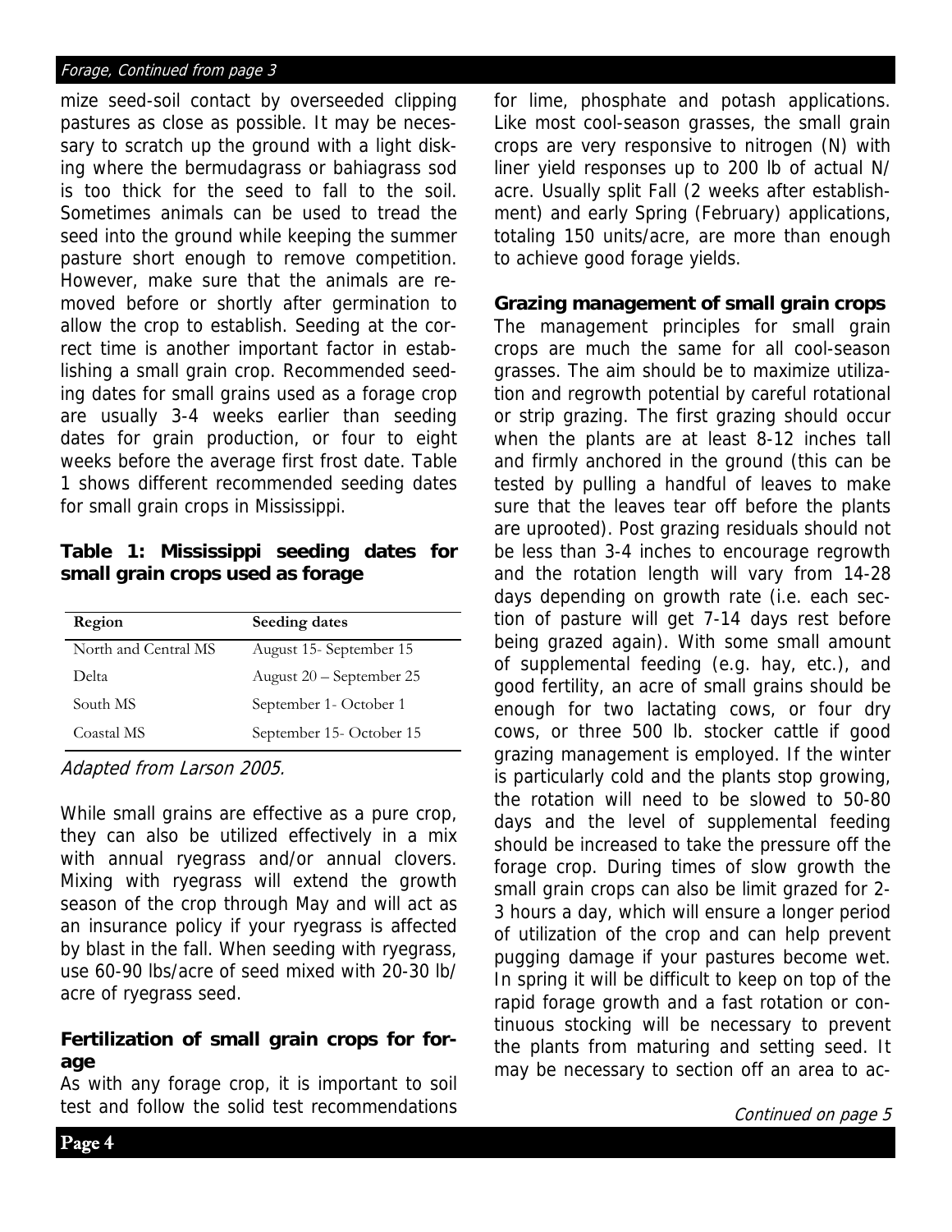*Forage, Continued from page 3*

mize seed-soil contact by overseeded clipping pastures as close as possible. It may be necessary to scratch up the ground with a light disking where the bermudagrass or bahiagrass sod is too thick for the seed to fall to the soil. Sometimes animals can be used to tread the seed into the ground while keeping the summer pasture short enough to remove competition. However, make sure that the animals are removed before or shortly after germination to allow the crop to establish. Seeding at the correct time is another important factor in establishing a small grain crop. Recommended seeding dates for small grains used as a forage crop are usually 3-4 weeks earlier than seeding dates for grain production, or four to eight weeks before the average first frost date. Table 1 shows different recommended seeding dates for small grain crops in Mississippi.

**Table 1: Mississippi seeding dates for small grain crops used as forage**

| Region | Seeding dates |
|---|---|
| North and Central MS | August 15- September 15 |
| Delta | August 20 – September 25 |
| South MS | September 1- October 1 |
| Coastal MS | September 15- October 15 |

*Adapted from Larson 2005.*

While small grains are effective as a pure crop, they can also be utilized effectively in a mix with annual ryegrass and/or annual clovers. Mixing with ryegrass will extend the growth season of the crop through May and will act as an insurance policy if your ryegrass is affected by blast in the fall. When seeding with ryegrass, use 60-90 lbs/acre of seed mixed with 20-30 lb/acre of ryegrass seed.

### Fertilization of small grain crops for forage

As with any forage crop, it is important to soil test and follow the solid test recommendations for lime, phosphate and potash applications. Like most cool-season grasses, the small grain crops are very responsive to nitrogen (N) with liner yield responses up to 200 lb of actual N/acre. Usually split Fall (2 weeks after establishment) and early Spring (February) applications, totaling 150 units/acre, are more than enough to achieve good forage yields.

### Grazing management of small grain crops

The management principles for small grain crops are much the same for all cool-season grasses. The aim should be to maximize utilization and regrowth potential by careful rotational or strip grazing. The first grazing should occur when the plants are at least 8-12 inches tall and firmly anchored in the ground (this can be tested by pulling a handful of leaves to make sure that the leaves tear off before the plants are uprooted). Post grazing residuals should not be less than 3-4 inches to encourage regrowth and the rotation length will vary from 14-28 days depending on growth rate (i.e. each section of pasture will get 7-14 days rest before being grazed again). With some small amount of supplemental feeding (e.g. hay, etc.), and good fertility, an acre of small grains should be enough for two lactating cows, or four dry cows, or three 500 lb. stocker cattle if good grazing management is employed. If the winter is particularly cold and the plants stop growing, the rotation will need to be slowed to 50-80 days and the level of supplemental feeding should be increased to take the pressure off the forage crop. During times of slow growth the small grain crops can also be limit grazed for 2-3 hours a day, which will ensure a longer period of utilization of the crop and can help prevent pugging damage if your pastures become wet. In spring it will be difficult to keep on top of the rapid forage growth and a fast rotation or continuous stocking will be necessary to prevent the plants from maturing and setting seed. It may be necessary to section off an area to ac-

*Continued on page 5*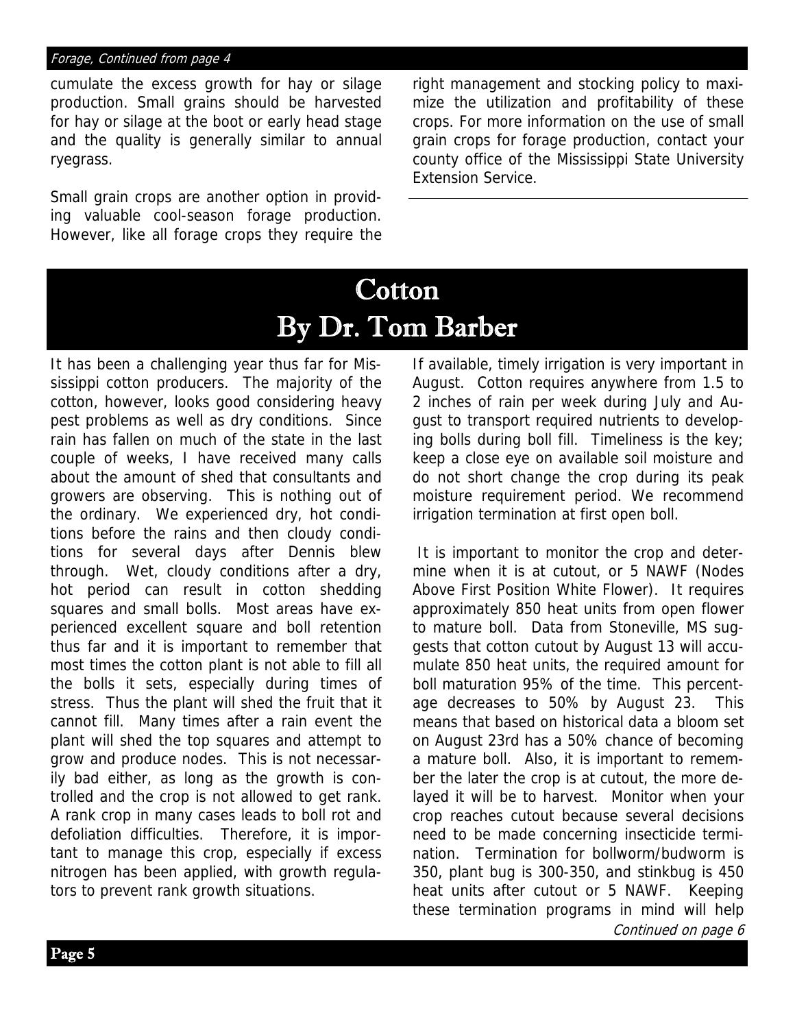*Forage, Continued from page 4*

cumulate the excess growth for hay or silage production. Small grains should be harvested for hay or silage at the boot or early head stage and the quality is generally similar to annual ryegrass.

Small grain crops are another option in providing valuable cool-season forage production. However, like all forage crops they require the right management and stocking policy to maximize the utilization and profitability of these crops. For more information on the use of small grain crops for forage production, contact your county office of the Mississippi State University Extension Service.

# Cotton
## By Dr. Tom Barber

It has been a challenging year thus far for Mississippi cotton producers. The majority of the cotton, however, looks good considering heavy pest problems as well as dry conditions. Since rain has fallen on much of the state in the last couple of weeks, I have received many calls about the amount of shed that consultants and growers are observing. This is nothing out of the ordinary. We experienced dry, hot conditions before the rains and then cloudy conditions for several days after Dennis blew through. Wet, cloudy conditions after a dry, hot period can result in cotton shedding squares and small bolls. Most areas have experienced excellent square and boll retention thus far and it is important to remember that most times the cotton plant is not able to fill all the bolls it sets, especially during times of stress. Thus the plant will shed the fruit that it cannot fill. Many times after a rain event the plant will shed the top squares and attempt to grow and produce nodes. This is not necessarily bad either, as long as the growth is controlled and the crop is not allowed to get rank. A rank crop in many cases leads to boll rot and defoliation difficulties. Therefore, it is important to manage this crop, especially if excess nitrogen has been applied, with growth regulators to prevent rank growth situations.

If available, timely irrigation is very important in August. Cotton requires anywhere from 1.5 to 2 inches of rain per week during July and August to transport required nutrients to developing bolls during boll fill. Timeliness is the key; keep a close eye on available soil moisture and do not short change the crop during its peak moisture requirement period. We recommend irrigation termination at first open boll.

It is important to monitor the crop and determine when it is at cutout, or 5 NAWF (Nodes Above First Position White Flower). It requires approximately 850 heat units from open flower to mature boll. Data from Stoneville, MS suggests that cotton cutout by August 13 will accumulate 850 heat units, the required amount for boll maturation 95% of the time. This percentage decreases to 50% by August 23. This means that based on historical data a bloom set on August 23rd has a 50% chance of becoming a mature boll. Also, it is important to remember the later the crop is at cutout, the more delayed it will be to harvest. Monitor when your crop reaches cutout because several decisions need to be made concerning insecticide termination. Termination for bollworm/budworm is 350, plant bug is 300-350, and stinkbug is 450 heat units after cutout or 5 NAWF. Keeping these termination programs in mind will help

*Continued on page 6*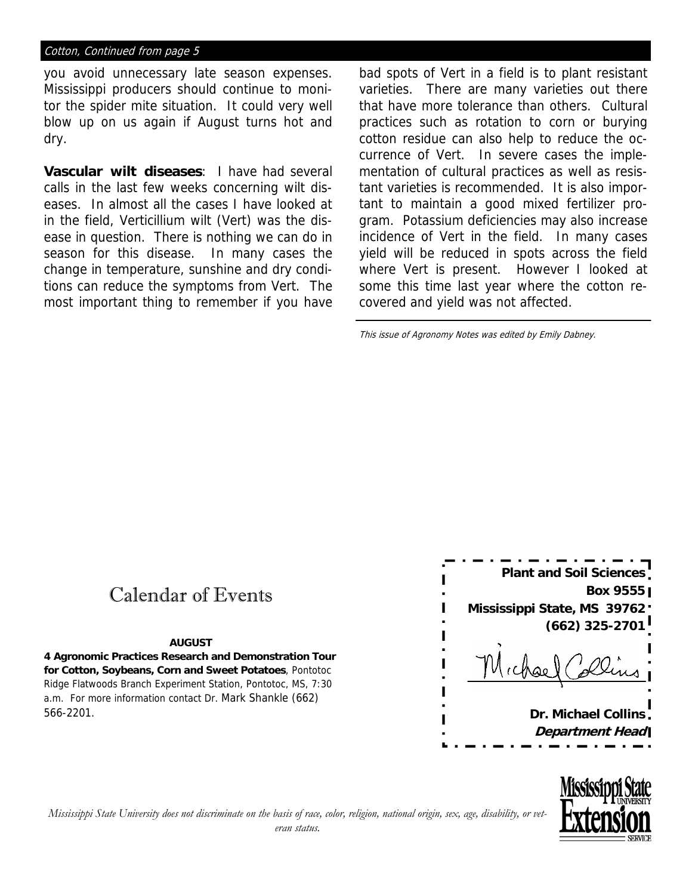*Cotton, Continued from page 5*

you avoid unnecessary late season expenses. Mississippi producers should continue to monitor the spider mite situation. It could very well blow up on us again if August turns hot and dry.

**Vascular wilt diseases**: I have had several calls in the last few weeks concerning wilt diseases. In almost all the cases I have looked at in the field, Verticillium wilt (Vert) was the disease in question. There is nothing we can do in season for this disease. In many cases the change in temperature, sunshine and dry conditions can reduce the symptoms from Vert. The most important thing to remember if you have bad spots of Vert in a field is to plant resistant varieties. There are many varieties out there that have more tolerance than others. Cultural practices such as rotation to corn or burying cotton residue can also help to reduce the occurrence of Vert. In severe cases the implementation of cultural practices as well as resistant varieties is recommended. It is also important to maintain a good mixed fertilizer program. Potassium deficiencies may also increase incidence of Vert in the field. In many cases yield will be reduced in spots across the field where Vert is present. However I looked at some this time last year where the cotton recovered and yield was not affected.

*This issue of Agronomy Notes was edited by Emily Dabney.*

## Calendar of Events

**AUGUST**

**4 Agronomic Practices Research and Demonstration Tour for Cotton, Soybeans, Corn and Sweet Potatoes**, Pontotoc Ridge Flatwoods Branch Experiment Station, Pontotoc, MS, 7:30 a.m. For more information contact Dr. Mark Shankle (662) 566-2201.

**Plant and Soil Sciences**
**Box 9555**
**Mississippi State, MS 39762**
**(662) 325-2701**

Michael Collins

**Dr. Michael Collins**
***Department Head***

*Mississippi State University does not discriminate on the basis of race, color, religion, national origin, sex, age, disability, or veteran status.*

Mississippi State University Extension Service